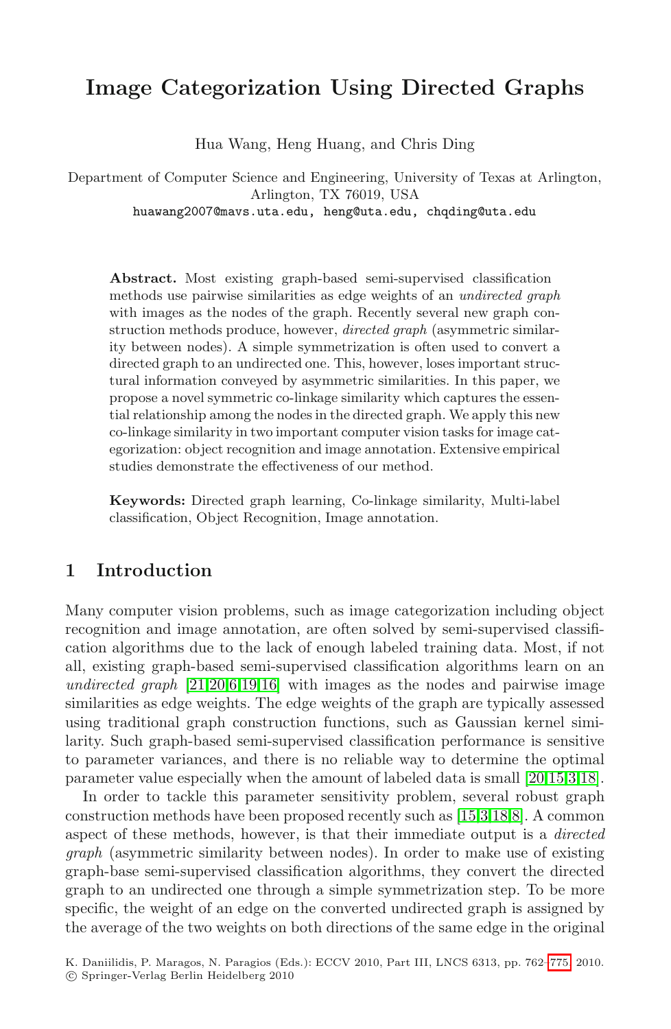# Image Categorization Using Directed Graphs

Hua Wang, Heng Huang, and Chris Ding

Department of Computer Science and Engineering, University of Texas at Arlington, Arlington, TX 76019, USA
huawang2007@mavs.uta.edu, heng@uta.edu, chqding@uta.edu

**Abstract.** Most existing graph-based semi-supervised classification methods use pairwise similarities as edge weights of an *undirected graph* with images as the nodes of the graph. Recently several new graph construction methods produce, however, *directed graph* (asymmetric similarity between nodes). A simple symmetrization is often used to convert a directed graph to an undirected one. This, however, loses important structural information conveyed by asymmetric similarities. In this paper, we propose a novel symmetric co-linkage similarity which captures the essential relationship among the nodes in the directed graph. We apply this new co-linkage similarity in two important computer vision tasks for image categorization: object recognition and image annotation. Extensive empirical studies demonstrate the effectiveness of our method.

**Keywords:** Directed graph learning, Co-linkage similarity, Multi-label classification, Object Recognition, Image annotation.

## 1 Introduction

Many computer vision problems, such as image categorization including object recognition and image annotation, are often solved by semi-supervised classification algorithms due to the lack of enough labeled training data. Most, if not all, existing graph-based semi-supervised classification algorithms learn on an *undirected graph* [21,20,6,19,16] with images as the nodes and pairwise image similarities as edge weights. The edge weights of the graph are typically assessed using traditional graph construction functions, such as Gaussian kernel similarity. Such graph-based semi-supervised classification performance is sensitive to parameter variances, and there is no reliable way to determine the optimal parameter value especially when the amount of labeled data is small [20,15,3,18].

In order to tackle this parameter sensitivity problem, several robust graph construction methods have been proposed recently such as [15,3,18,8]. A common aspect of these methods, however, is that their immediate output is a *directed graph* (asymmetric similarity between nodes). In order to make use of existing graph-base semi-supervised classification algorithms, they convert the directed graph to an undirected one through a simple symmetrization step. To be more specific, the weight of an edge on the converted undirected graph is assigned by the average of the two weights on both directions of the same edge in the original

K. Daniilidis, P. Maragos, N. Paragios (Eds.): ECCV 2010, Part III, LNCS 6313, pp. 762–775, 2010.
© Springer-Verlag Berlin Heidelberg 2010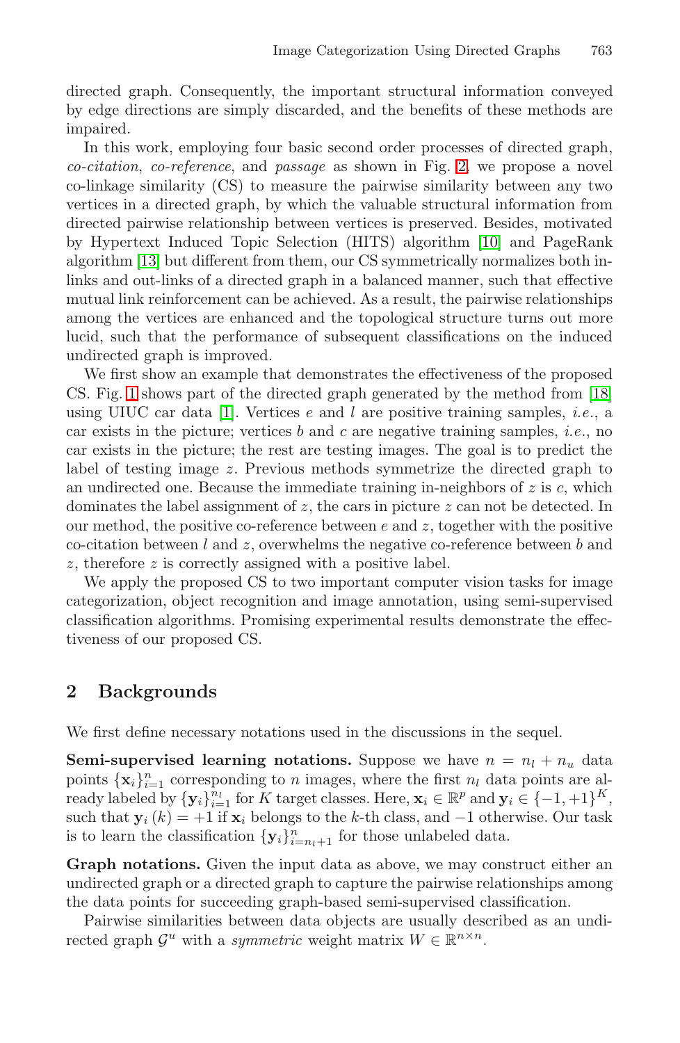directed graph. Consequently, the important structural information conveyed by edge directions are simply discarded, and the benefits of these methods are impaired.

In this work, employing four basic second order processes of directed graph, *co-citation*, *co-reference*, and *passage* as shown in Fig. 2, we propose a novel co-linkage similarity (CS) to measure the pairwise similarity between any two vertices in a directed graph, by which the valuable structural information from directed pairwise relationship between vertices is preserved. Besides, motivated by Hypertext Induced Topic Selection (HITS) algorithm [10] and PageRank algorithm [13] but different from them, our CS symmetrically normalizes both in-links and out-links of a directed graph in a balanced manner, such that effective mutual link reinforcement can be achieved. As a result, the pairwise relationships among the vertices are enhanced and the topological structure turns out more lucid, such that the performance of subsequent classifications on the induced undirected graph is improved.

We first show an example that demonstrates the effectiveness of the proposed CS. Fig. 1 shows part of the directed graph generated by the method from [18] using UIUC car data [1]. Vertices $e$ and $l$ are positive training samples, *i.e.*, a car exists in the picture; vertices $b$ and $c$ are negative training samples, *i.e.*, no car exists in the picture; the rest are testing images. The goal is to predict the label of testing image $z$. Previous methods symmetrize the directed graph to an undirected one. Because the immediate training in-neighbors of $z$ is $c$, which dominates the label assignment of $z$, the cars in picture $z$ can not be detected. In our method, the positive co-reference between $e$ and $z$, together with the positive co-citation between $l$ and $z$, overwhelms the negative co-reference between $b$ and $z$, therefore $z$ is correctly assigned with a positive label.

We apply the proposed CS to two important computer vision tasks for image categorization, object recognition and image annotation, using semi-supervised classification algorithms. Promising experimental results demonstrate the effectiveness of our proposed CS.

## 2 Backgrounds

We first define necessary notations used in the discussions in the sequel.

**Semi-supervised learning notations.** Suppose we have $n = n_l + n_u$ data points $\{\mathbf{x}_i\}_{i=1}^{n}$ corresponding to $n$ images, where the first $n_l$ data points are already labeled by $\{\mathbf{y}_i\}_{i=1}^{n_l}$ for $K$ target classes. Here, $\mathbf{x}_i \in \mathbb{R}^p$ and $\mathbf{y}_i \in \{-1, +1\}^K$, such that $\mathbf{y}_i(k) = +1$ if $\mathbf{x}_i$ belongs to the $k$-th class, and $-1$ otherwise. Our task is to learn the classification $\{\mathbf{y}_i\}_{i=n_l+1}^{n}$ for those unlabeled data.

**Graph notations.** Given the input data as above, we may construct either an undirected graph or a directed graph to capture the pairwise relationships among the data points for succeeding graph-based semi-supervised classification.

Pairwise similarities between data objects are usually described as an undirected graph $\mathcal{G}^u$ with a *symmetric* weight matrix $W \in \mathbb{R}^{n \times n}$.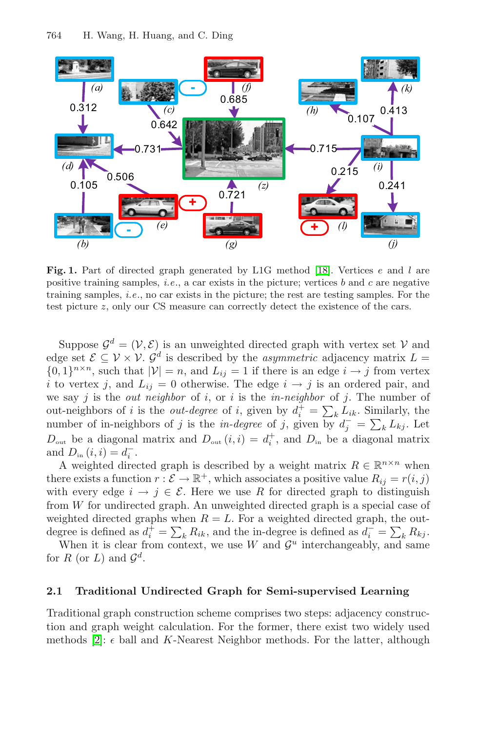**Fig. 1.** Part of directed graph generated by L1G method [18]. Vertices $e$ and $l$ are positive training samples, *i.e.*, a car exists in the picture; vertices $b$ and $c$ are negative training samples, *i.e.*, no car exists in the picture; the rest are testing samples. For the test picture $z$, only our CS measure can correctly detect the existence of the cars.

Suppose $\mathcal{G}^d = (\mathcal{V}, \mathcal{E})$ is an unweighted directed graph with vertex set $\mathcal{V}$ and edge set $\mathcal{E} \subseteq \mathcal{V} \times \mathcal{V}$. $\mathcal{G}^d$ is described by the *asymmetric* adjacency matrix $L = \{0,1\}^{n \times n}$, such that $|\mathcal{V}| = n$, and $L_{ij} = 1$ if there is an edge $i \rightarrow j$ from vertex $i$ to vertex $j$, and $L_{ij} = 0$ otherwise. The edge $i \rightarrow j$ is an ordered pair, and we say $j$ is the *out neighbor* of $i$, or $i$ is the *in-neighbor* of $j$. The number of out-neighbors of $i$ is the *out-degree* of $i$, given by $d_i^+ = \sum_k L_{ik}$. Similarly, the number of in-neighbors of $j$ is the *in-degree* of $j$, given by $d_j^- = \sum_k L_{kj}$. Let $D_{\text{out}}$ be a diagonal matrix and $D_{\text{out}}(i,i) = d_i^+$, and $D_{\text{in}}$ be a diagonal matrix and $D_{\text{in}}(i,i) = d_i^-$.

A weighted directed graph is described by a weight matrix $R \in \mathbb{R}^{n \times n}$ when there exists a function $r : \mathcal{E} \rightarrow \mathbb{R}^+$, which associates a positive value $R_{ij} = r(i,j)$ with every edge $i \rightarrow j \in \mathcal{E}$. Here we use $R$ for directed graph to distinguish from $W$ for undirected graph. An unweighted directed graph is a special case of weighted directed graphs when $R = L$. For a weighted directed graph, the out-degree is defined as $d_i^+ = \sum_k R_{ik}$, and the in-degree is defined as $d_i^- = \sum_k R_{kj}$.

When it is clear from context, we use $W$ and $\mathcal{G}^u$ interchangeably, and same for $R$ (or $L$) and $\mathcal{G}^d$.

### 2.1 Traditional Undirected Graph for Semi-supervised Learning

Traditional graph construction scheme comprises two steps: adjacency construction and graph weight calculation. For the former, there exist two widely used methods [2]: $\epsilon$ ball and $K$-Nearest Neighbor methods. For the latter, although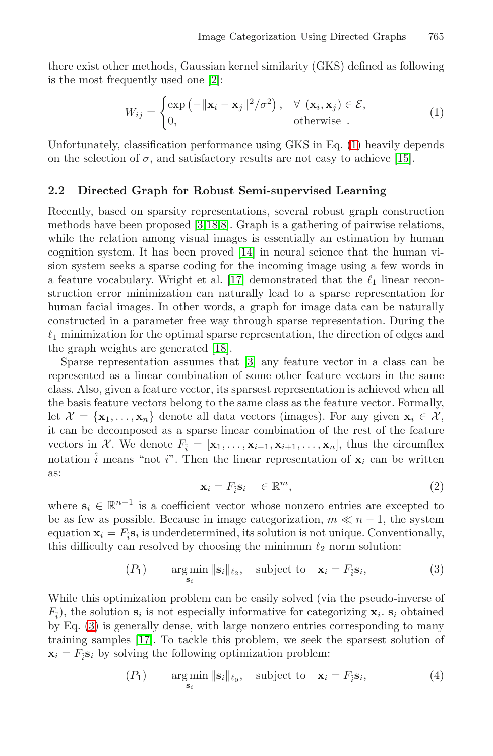there exist other methods, Gaussian kernel similarity (GKS) defined as following is the most frequently used one [2]:

$$W_{ij} = \begin{cases} \exp\left(-\|\mathbf{x}_i - \mathbf{x}_j\|^2/\sigma^2\right), & \forall \ (\mathbf{x}_i, \mathbf{x}_j) \in \mathcal{E}, \\ 0, & \text{otherwise} \ . \end{cases} \tag{1}$$

Unfortunately, classification performance using GKS in Eq. (1) heavily depends on the selection of $\sigma$, and satisfactory results are not easy to achieve [15].

### 2.2 Directed Graph for Robust Semi-supervised Learning

Recently, based on sparsity representations, several robust graph construction methods have been proposed [3,18,8]. Graph is a gathering of pairwise relations, while the relation among visual images is essentially an estimation by human cognition system. It has been proved [14] in neural science that the human vision system seeks a sparse coding for the incoming image using a few words in a feature vocabulary. Wright et al. [17] demonstrated that the $\ell_1$ linear reconstruction error minimization can naturally lead to a sparse representation for human facial images. In other words, a graph for image data can be naturally constructed in a parameter free way through sparse representation. During the $\ell_1$ minimization for the optimal sparse representation, the direction of edges and the graph weights are generated [18].

Sparse representation assumes that [3] any feature vector in a class can be represented as a linear combination of some other feature vectors in the same class. Also, given a feature vector, its sparsest representation is achieved when all the basis feature vectors belong to the same class as the feature vector. Formally, let $\mathcal{X} = \{\mathbf{x}_1, \ldots, \mathbf{x}_n\}$ denote all data vectors (images). For any given $\mathbf{x}_i \in \mathcal{X}$, it can be decomposed as a sparse linear combination of the rest of the feature vectors in $\mathcal{X}$. We denote $F_{\hat{i}} = [\mathbf{x}_1, \ldots, \mathbf{x}_{i-1}, \mathbf{x}_{i+1}, \ldots, \mathbf{x}_n]$, thus the circumflex notation $\hat{i}$ means "not $i$". Then the linear representation of $\mathbf{x}_i$ can be written as:

$$\mathbf{x}_i = F_{\hat{i}}\mathbf{s}_i \quad \in \mathbb{R}^m, \tag{2}$$

where $\mathbf{s}_i \in \mathbb{R}^{n-1}$ is a coefficient vector whose nonzero entries are excepted to be as few as possible. Because in image categorization, $m \ll n-1$, the system equation $\mathbf{x}_i = F_{\hat{i}}\mathbf{s}_i$ is underdetermined, its solution is not unique. Conventionally, this difficulty can resolved by choosing the minimum $\ell_2$ norm solution:

$$(P_1) \qquad \arg\min_{\mathbf{s}_i} \|\mathbf{s}_i\|_{\ell_2}, \quad \text{subject to} \quad \mathbf{x}_i = F_{\hat{i}}\mathbf{s}_i, \tag{3}$$

While this optimization problem can be easily solved (via the pseudo-inverse of $F_{\hat{i}}$), the solution $\mathbf{s}_i$ is not especially informative for categorizing $\mathbf{x}_i$. $\mathbf{s}_i$ obtained by Eq. (3) is generally dense, with large nonzero entries corresponding to many training samples [17]. To tackle this problem, we seek the sparsest solution of $\mathbf{x}_i = F_{\hat{i}}\mathbf{s}_i$ by solving the following optimization problem:

$$(P_1) \qquad \arg\min_{\mathbf{s}_i} \|\mathbf{s}_i\|_{\ell_0}, \quad \text{subject to} \quad \mathbf{x}_i = F_{\hat{i}}\mathbf{s}_i, \tag{4}$$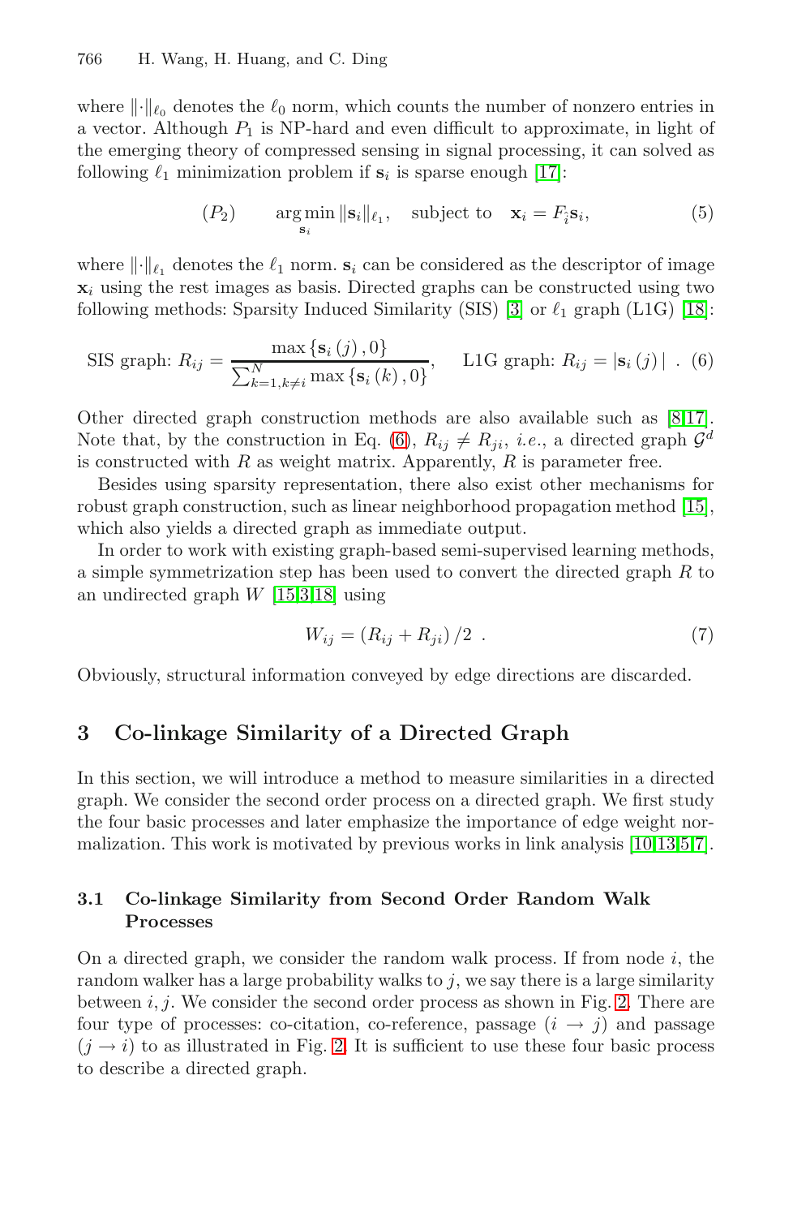where $\|\cdot\|_{\ell_0}$ denotes the $\ell_0$ norm, which counts the number of nonzero entries in a vector. Although $P_1$ is NP-hard and even difficult to approximate, in light of the emerging theory of compressed sensing in signal processing, it can solved as following $\ell_1$ minimization problem if $\mathbf{s}_i$ is sparse enough [17]:

$$(P_2) \qquad \arg\min_{\mathbf{s}_i} \|\mathbf{s}_i\|_{\ell_1}, \quad \text{subject to} \quad \mathbf{x}_i = F_i \mathbf{s}_i, \tag{5}$$

where $\|\cdot\|_{\ell_1}$ denotes the $\ell_1$ norm. $\mathbf{s}_i$ can be considered as the descriptor of image $\mathbf{x}_i$ using the rest images as basis. Directed graphs can be constructed using two following methods: Sparsity Induced Similarity (SIS) [3] or $\ell_1$ graph (L1G) [18]:

$$\text{SIS graph: } R_{ij} = \frac{\max\{\mathbf{s}_i(j), 0\}}{\sum_{k=1, k\neq i}^{N} \max\{\mathbf{s}_i(k), 0\}}, \qquad \text{L1G graph: } R_{ij} = |\mathbf{s}_i(j)| \ . \tag{6}$$

Other directed graph construction methods are also available such as [8,17]. Note that, by the construction in Eq. (6), $R_{ij} \neq R_{ji}$, *i.e.*, a directed graph $\mathcal{G}^d$ is constructed with $R$ as weight matrix. Apparently, $R$ is parameter free.

Besides using sparsity representation, there also exist other mechanisms for robust graph construction, such as linear neighborhood propagation method [15], which also yields a directed graph as immediate output.

In order to work with existing graph-based semi-supervised learning methods, a simple symmetrization step has been used to convert the directed graph $R$ to an undirected graph $W$ [15,3,18] using

$$W_{ij} = (R_{ij} + R_{ji})/2 \ . \tag{7}$$

Obviously, structural information conveyed by edge directions are discarded.

## 3 Co-linkage Similarity of a Directed Graph

In this section, we will introduce a method to measure similarities in a directed graph. We consider the second order process on a directed graph. We first study the four basic processes and later emphasize the importance of edge weight normalization. This work is motivated by previous works in link analysis [10,13,5,7].

### 3.1 Co-linkage Similarity from Second Order Random Walk Processes

On a directed graph, we consider the random walk process. If from node $i$, the random walker has a large probability walks to $j$, we say there is a large similarity between $i, j$. We consider the second order process as shown in Fig. 2. There are four type of processes: co-citation, co-reference, passage ($i \rightarrow j$) and passage ($j \rightarrow i$) to as illustrated in Fig. 2. It is sufficient to use these four basic process to describe a directed graph.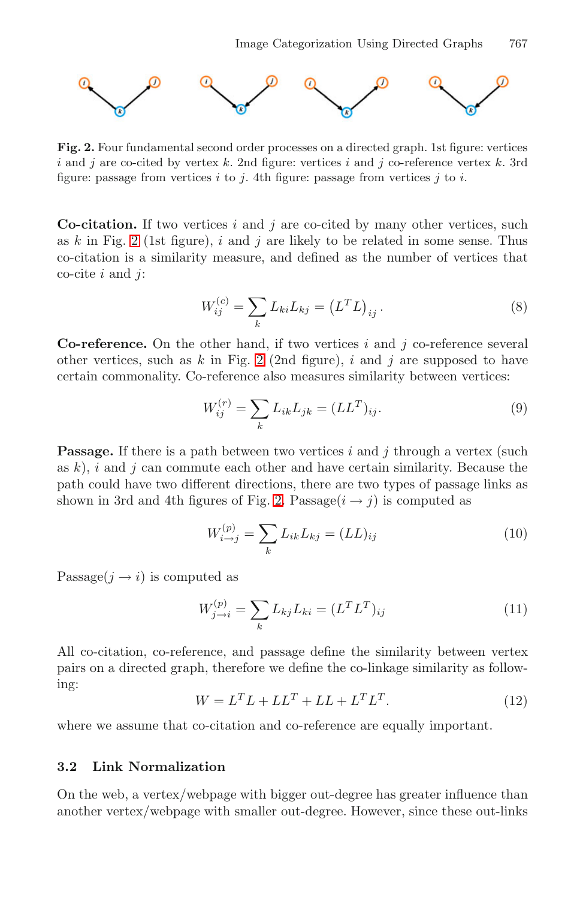**Fig. 2.** Four fundamental second order processes on a directed graph. 1st figure: vertices $i$ and $j$ are co-cited by vertex $k$. 2nd figure: vertices $i$ and $j$ co-reference vertex $k$. 3rd figure: passage from vertices $i$ to $j$. 4th figure: passage from vertices $j$ to $i$.

**Co-citation.** If two vertices $i$ and $j$ are co-cited by many other vertices, such as $k$ in Fig. 2 (1st figure), $i$ and $j$ are likely to be related in some sense. Thus co-citation is a similarity measure, and defined as the number of vertices that co-cite $i$ and $j$:

$$W_{ij}^{(c)} = \sum_k L_{ki} L_{kj} = \left(L^T L\right)_{ij}. \tag{8}$$

**Co-reference.** On the other hand, if two vertices $i$ and $j$ co-reference several other vertices, such as $k$ in Fig. 2 (2nd figure), $i$ and $j$ are supposed to have certain commonality. Co-reference also measures similarity between vertices:

$$W_{ij}^{(r)} = \sum_k L_{ik} L_{jk} = (LL^T)_{ij}. \tag{9}$$

**Passage.** If there is a path between two vertices $i$ and $j$ through a vertex (such as $k$), $i$ and $j$ can commute each other and have certain similarity. Because the path could have two different directions, there are two types of passage links as shown in 3rd and 4th figures of Fig. 2. Passage($i \to j$) is computed as

$$W_{i \to j}^{(p)} = \sum_k L_{ik} L_{kj} = (LL)_{ij} \tag{10}$$

Passage($j \to i$) is computed as

$$W_{j \to i}^{(p)} = \sum_k L_{kj} L_{ki} = (L^T L^T)_{ij} \tag{11}$$

All co-citation, co-reference, and passage define the similarity between vertex pairs on a directed graph, therefore we define the co-linkage similarity as following:

$$W = L^T L + LL^T + LL + L^T L^T. \tag{12}$$

where we assume that co-citation and co-reference are equally important.

### 3.2 Link Normalization

On the web, a vertex/webpage with bigger out-degree has greater influence than another vertex/webpage with smaller out-degree. However, since these out-links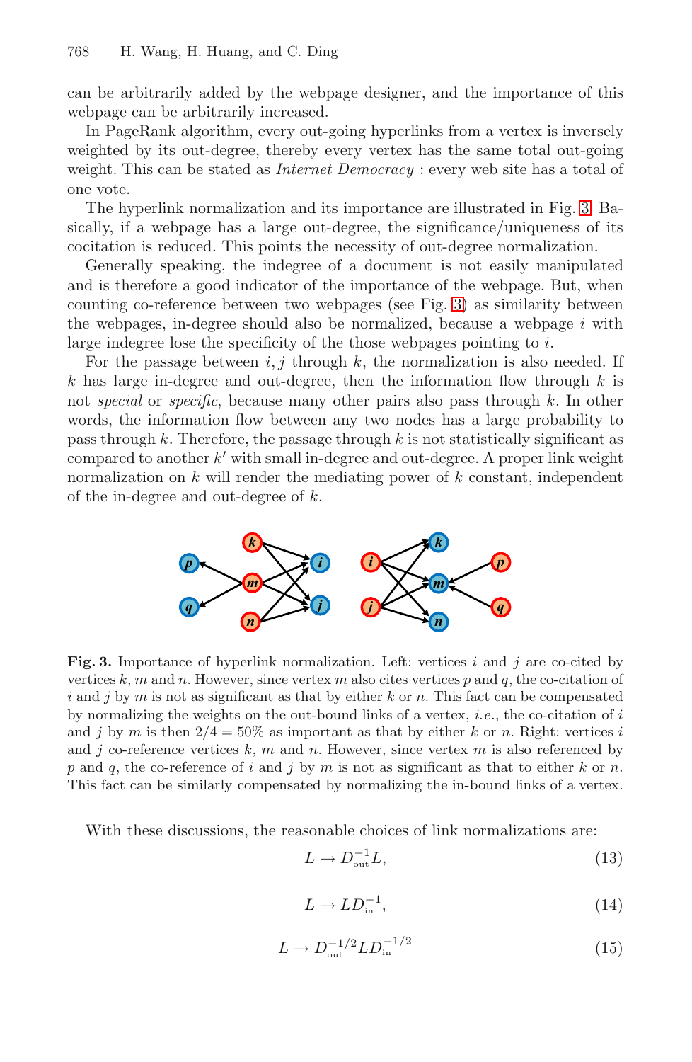can be arbitrarily added by the webpage designer, and the importance of this webpage can be arbitrarily increased.

In PageRank algorithm, every out-going hyperlinks from a vertex is inversely weighted by its out-degree, thereby every vertex has the same total out-going weight. This can be stated as *Internet Democracy* : every web site has a total of one vote.

The hyperlink normalization and its importance are illustrated in Fig. 3. Basically, if a webpage has a large out-degree, the significance/uniqueness of its cocitation is reduced. This points the necessity of out-degree normalization.

Generally speaking, the indegree of a document is not easily manipulated and is therefore a good indicator of the importance of the webpage. But, when counting co-reference between two webpages (see Fig. 3) as similarity between the webpages, in-degree should also be normalized, because a webpage $i$ with large indegree lose the specificity of the those webpages pointing to $i$.

For the passage between $i, j$ through $k$, the normalization is also needed. If $k$ has large in-degree and out-degree, then the information flow through $k$ is not *special* or *specific*, because many other pairs also pass through $k$. In other words, the information flow between any two nodes has a large probability to pass through $k$. Therefore, the passage through $k$ is not statistically significant as compared to another $k'$ with small in-degree and out-degree. A proper link weight normalization on $k$ will render the mediating power of $k$ constant, independent of the in-degree and out-degree of $k$.

**Fig. 3.** Importance of hyperlink normalization. Left: vertices $i$ and $j$ are co-cited by vertices $k$, $m$ and $n$. However, since vertex $m$ also cites vertices $p$ and $q$, the co-citation of $i$ and $j$ by $m$ is not as significant as that by either $k$ or $n$. This fact can be compensated by normalizing the weights on the out-bound links of a vertex, *i.e.*, the co-citation of $i$ and $j$ by $m$ is then $2/4 = 50\%$ as important as that by either $k$ or $n$. Right: vertices $i$ and $j$ co-reference vertices $k$, $m$ and $n$. However, since vertex $m$ is also referenced by $p$ and $q$, the co-reference of $i$ and $j$ by $m$ is not as significant as that to either $k$ or $n$. This fact can be similarly compensated by normalizing the in-bound links of a vertex.

With these discussions, the reasonable choices of link normalizations are:

$$L \rightarrow D_{\text{out}}^{-1} L, \tag{13}$$

$$L \rightarrow L D_{\text{in}}^{-1}, \tag{14}$$

$$L \rightarrow D_{\text{out}}^{-1/2} L D_{\text{in}}^{-1/2} \tag{15}$$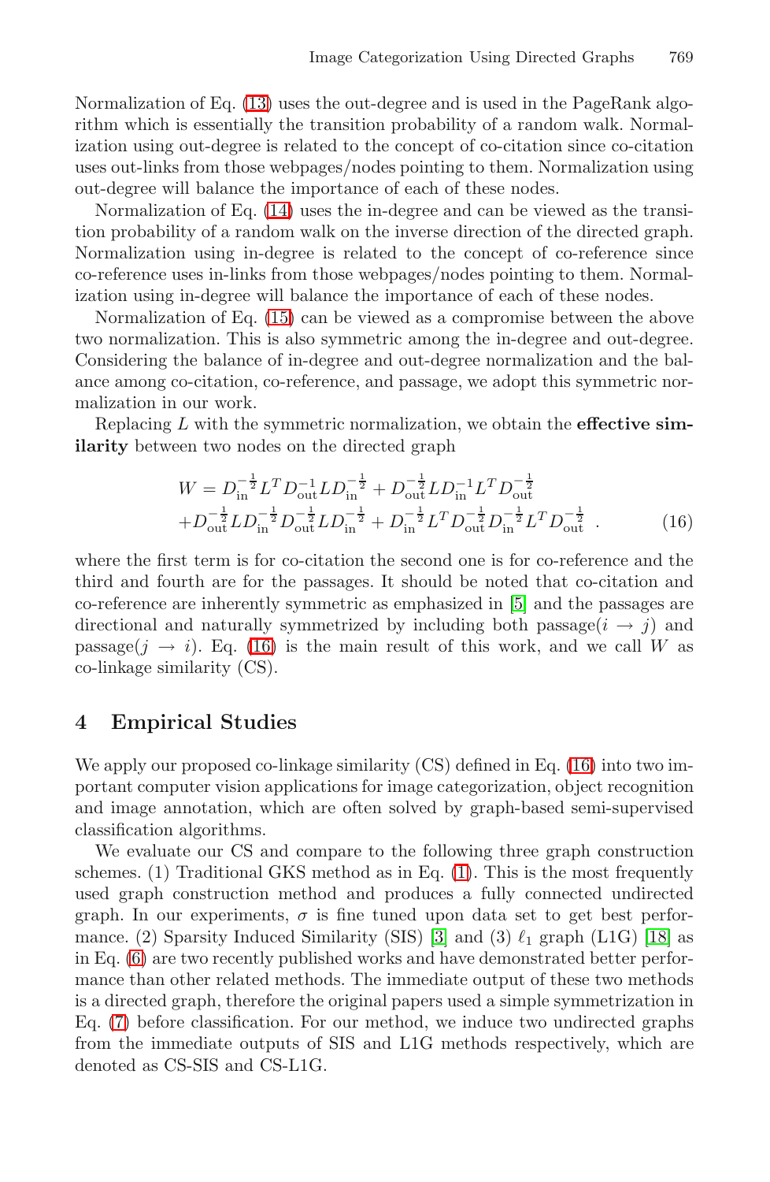Normalization of Eq. (13) uses the out-degree and is used in the PageRank algorithm which is essentially the transition probability of a random walk. Normalization using out-degree is related to the concept of co-citation since co-citation uses out-links from those webpages/nodes pointing to them. Normalization using out-degree will balance the importance of each of these nodes.

Normalization of Eq. (14) uses the in-degree and can be viewed as the transition probability of a random walk on the inverse direction of the directed graph. Normalization using in-degree is related to the concept of co-reference since co-reference uses in-links from those webpages/nodes pointing to them. Normalization using in-degree will balance the importance of each of these nodes.

Normalization of Eq. (15) can be viewed as a compromise between the above two normalization. This is also symmetric among the in-degree and out-degree. Considering the balance of in-degree and out-degree normalization and the balance among co-citation, co-reference, and passage, we adopt this symmetric normalization in our work.

Replacing $L$ with the symmetric normalization, we obtain the **effective similarity** between two nodes on the directed graph

$$
\begin{aligned}
W = & D_{\text{in}}^{-\frac{1}{2}} L^T D_{\text{out}}^{-1} L D_{\text{in}}^{-\frac{1}{2}} + D_{\text{out}}^{-\frac{1}{2}} L D_{\text{in}}^{-1} L^T D_{\text{out}}^{-\frac{1}{2}} \\
& + D_{\text{out}}^{-\frac{1}{2}} L D_{\text{in}}^{-\frac{1}{2}} D_{\text{out}}^{-\frac{1}{2}} L D_{\text{in}}^{-\frac{1}{2}} + D_{\text{in}}^{-\frac{1}{2}} L^T D_{\text{out}}^{-\frac{1}{2}} D_{\text{in}}^{-\frac{1}{2}} L^T D_{\text{out}}^{-\frac{1}{2}} \ .
\end{aligned} \tag{16}
$$

where the first term is for co-citation the second one is for co-reference and the third and fourth are for the passages. It should be noted that co-citation and co-reference are inherently symmetric as emphasized in [5] and the passages are directional and naturally symmetrized by including both passage($i \to j$) and passage($j \to i$). Eq. (16) is the main result of this work, and we call $W$ as co-linkage similarity (CS).

## 4 Empirical Studies

We apply our proposed co-linkage similarity (CS) defined in Eq. (16) into two important computer vision applications for image categorization, object recognition and image annotation, which are often solved by graph-based semi-supervised classification algorithms.

We evaluate our CS and compare to the following three graph construction schemes. (1) Traditional GKS method as in Eq. (1). This is the most frequently used graph construction method and produces a fully connected undirected graph. In our experiments, $\sigma$ is fine tuned upon data set to get best performance. (2) Sparsity Induced Similarity (SIS) [3] and (3) $\ell_1$ graph (L1G) [18] as in Eq. (6) are two recently published works and have demonstrated better performance than other related methods. The immediate output of these two methods is a directed graph, therefore the original papers used a simple symmetrization in Eq. (7) before classification. For our method, we induce two undirected graphs from the immediate outputs of SIS and L1G methods respectively, which are denoted as CS-SIS and CS-L1G.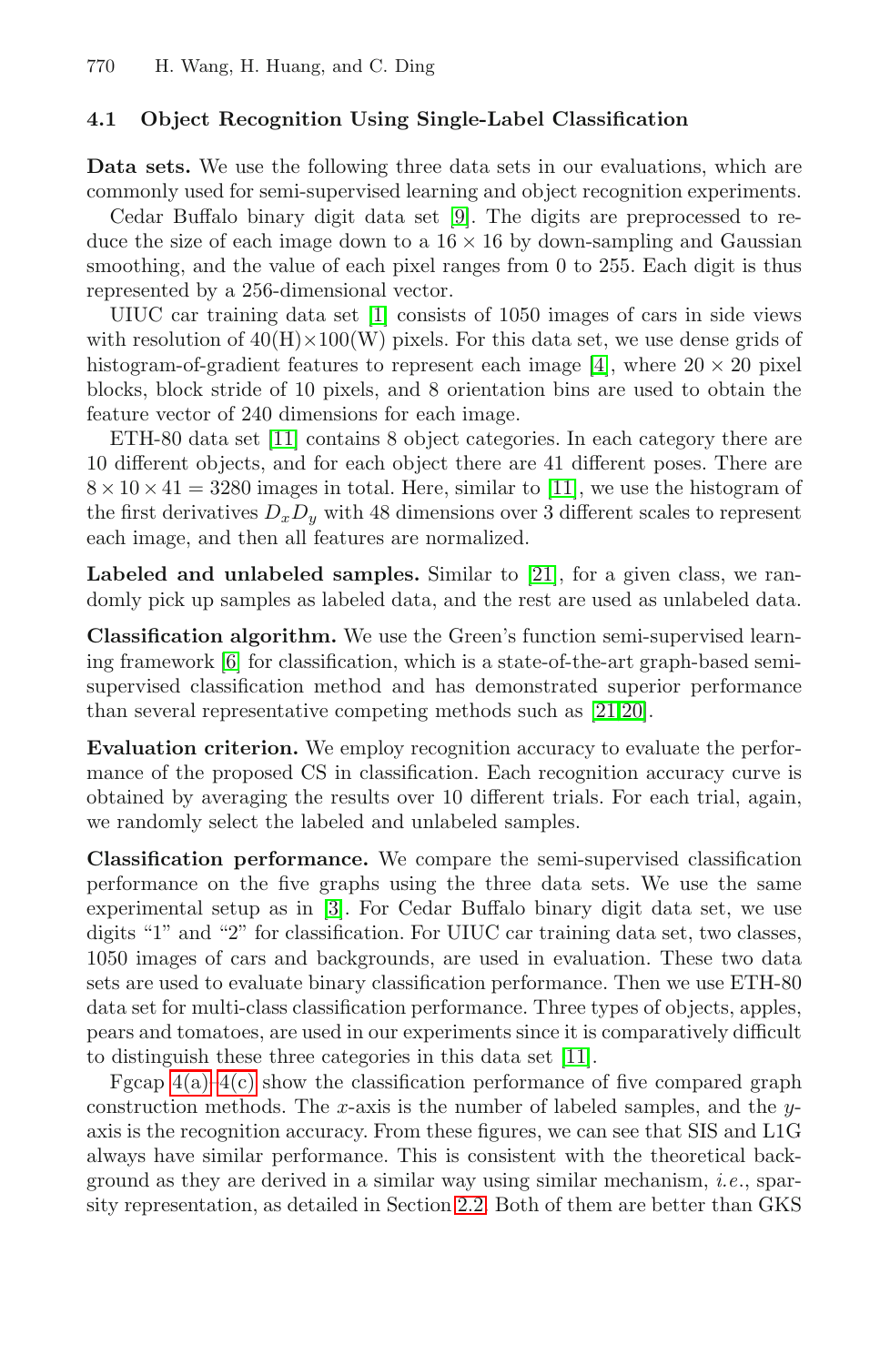### 4.1 Object Recognition Using Single-Label Classification

**Data sets.** We use the following three data sets in our evaluations, which are commonly used for semi-supervised learning and object recognition experiments.

Cedar Buffalo binary digit data set [9]. The digits are preprocessed to reduce the size of each image down to a $16 \times 16$ by down-sampling and Gaussian smoothing, and the value of each pixel ranges from 0 to 255. Each digit is thus represented by a 256-dimensional vector.

UIUC car training data set [1] consists of 1050 images of cars in side views with resolution of 40(H)$\times$100(W) pixels. For this data set, we use dense grids of histogram-of-gradient features to represent each image [4], where $20 \times 20$ pixel blocks, block stride of 10 pixels, and 8 orientation bins are used to obtain the feature vector of 240 dimensions for each image.

ETH-80 data set [11] contains 8 object categories. In each category there are 10 different objects, and for each object there are 41 different poses. There are $8 \times 10 \times 41 = 3280$ images in total. Here, similar to [11], we use the histogram of the first derivatives $D_x D_y$ with 48 dimensions over 3 different scales to represent each image, and then all features are normalized.

**Labeled and unlabeled samples.** Similar to [21], for a given class, we randomly pick up samples as labeled data, and the rest are used as unlabeled data.

**Classification algorithm.** We use the Green's function semi-supervised learning framework [6] for classification, which is a state-of-the-art graph-based semi-supervised classification method and has demonstrated superior performance than several representative competing methods such as [21,20].

**Evaluation criterion.** We employ recognition accuracy to evaluate the performance of the proposed CS in classification. Each recognition accuracy curve is obtained by averaging the results over 10 different trials. For each trial, again, we randomly select the labeled and unlabeled samples.

**Classification performance.** We compare the semi-supervised classification performance on the five graphs using the three data sets. We use the same experimental setup as in [3]. For Cedar Buffalo binary digit data set, we use digits "1" and "2" for classification. For UIUC car training data set, two classes, 1050 images of cars and backgrounds, are used in evaluation. These two data sets are used to evaluate binary classification performance. Then we use ETH-80 data set for multi-class classification performance. Three types of objects, apples, pears and tomatoes, are used in our experiments since it is comparatively difficult to distinguish these three categories in this data set [11].

Fgcap 4(a)–4(c) show the classification performance of five compared graph construction methods. The $x$-axis is the number of labeled samples, and the $y$-axis is the recognition accuracy. From these figures, we can see that SIS and L1G always have similar performance. This is consistent with the theoretical background as they are derived in a similar way using similar mechanism, *i.e.*, sparsity representation, as detailed in Section 2.2. Both of them are better than GKS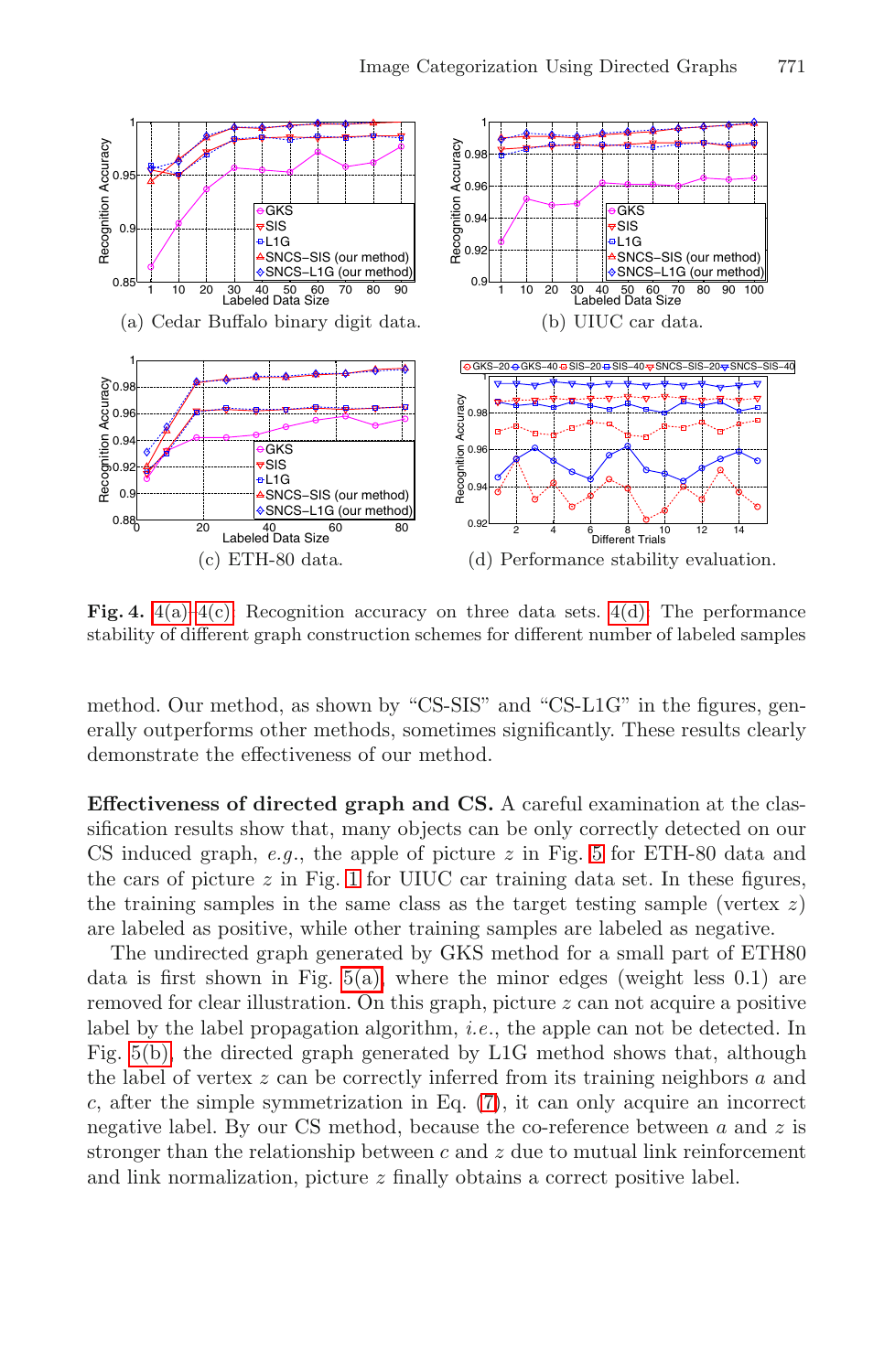Recognition Accuracy
1
0.95
0.9
0.85
1 10 20 30 40 50 60 70 80 90
Labeled Data Size
GKS
SIS
L1G
SNCS–SIS (our method)
SNCS–L1G (our method)

(a) Cedar Buffalo binary digit data.

Recognition Accuracy
1
0.98
0.96
0.94
0.92
0.9
1 10 20 30 40 50 60 70 80 90 100
Labeled Data Size
GKS
SIS
L1G
SNCS–SIS (our method)
SNCS–L1G (our method)

(b) UIUC car data.

Recognition Accuracy
1
0.98
0.96
0.94
0.92
0.9
0.88
0 20 40 60 80
Labeled Data Size
GKS
SIS
L1G
SNCS–SIS (our method)
SNCS–L1G (our method)

(c) ETH-80 data.

GKS–20 GKS–40 SIS–20 SIS–40 SNCS–SIS–20 SNCS–SIS–40
Recognition Accuracy
0.98
0.96
0.94
0.92
2 4 6 8 10 12 14
Different Trials

(d) Performance stability evaluation.

**Fig. 4.** 4(a)–4(c) Recognition accuracy on three data sets. 4(d) The performance stability of different graph construction schemes for different number of labeled samples

method. Our method, as shown by "CS-SIS" and "CS-L1G" in the figures, generally outperforms other methods, sometimes significantly. These results clearly demonstrate the effectiveness of our method.

**Effectiveness of directed graph and CS.** A careful examination at the classification results show that, many objects can be only correctly detected on our CS induced graph, *e.g.*, the apple of picture $z$ in Fig. 5 for ETH-80 data and the cars of picture $z$ in Fig. 1 for UIUC car training data set. In these figures, the training samples in the same class as the target testing sample (vertex $z$) are labeled as positive, while other training samples are labeled as negative.

The undirected graph generated by GKS method for a small part of ETH80 data is first shown in Fig. 5(a), where the minor edges (weight less 0.1) are removed for clear illustration. On this graph, picture $z$ can not acquire a positive label by the label propagation algorithm, *i.e.*, the apple can not be detected. In Fig. 5(b), the directed graph generated by L1G method shows that, although the label of vertex $z$ can be correctly inferred from its training neighbors $a$ and $c$, after the simple symmetrization in Eq. (7), it can only acquire an incorrect negative label. By our CS method, because the co-reference between $a$ and $z$ is stronger than the relationship between $c$ and $z$ due to mutual link reinforcement and link normalization, picture $z$ finally obtains a correct positive label.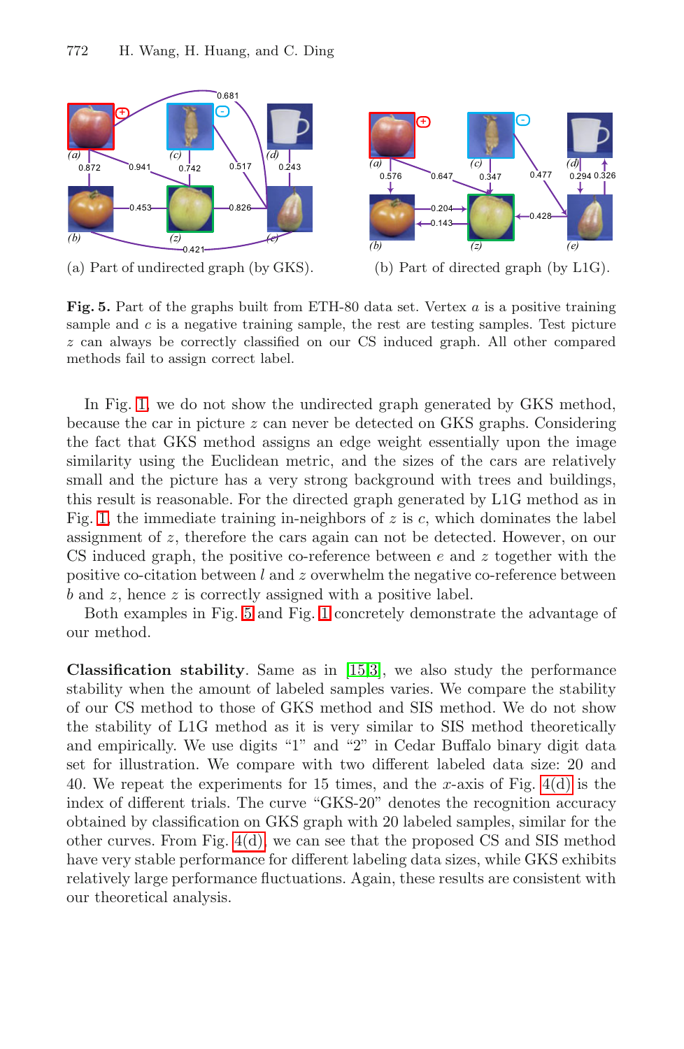(a) Part of undirected graph (by GKS).

(b) Part of directed graph (by L1G).

**Fig. 5.** Part of the graphs built from ETH-80 data set. Vertex $a$ is a positive training sample and $c$ is a negative training sample, the rest are testing samples. Test picture $z$ can always be correctly classified on our CS induced graph. All other compared methods fail to assign correct label.

In Fig. 1, we do not show the undirected graph generated by GKS method, because the car in picture $z$ can never be detected on GKS graphs. Considering the fact that GKS method assigns an edge weight essentially upon the image similarity using the Euclidean metric, and the sizes of the cars are relatively small and the picture has a very strong background with trees and buildings, this result is reasonable. For the directed graph generated by L1G method as in Fig. 1, the immediate training in-neighbors of $z$ is $c$, which dominates the label assignment of $z$, therefore the cars again can not be detected. However, on our CS induced graph, the positive co-reference between $e$ and $z$ together with the positive co-citation between $l$ and $z$ overwhelm the negative co-reference between $b$ and $z$, hence $z$ is correctly assigned with a positive label.

Both examples in Fig. 5 and Fig. 1 concretely demonstrate the advantage of our method.

**Classification stability**. Same as in [15,3], we also study the performance stability when the amount of labeled samples varies. We compare the stability of our CS method to those of GKS method and SIS method. We do not show the stability of L1G method as it is very similar to SIS method theoretically and empirically. We use digits “1” and “2” in Cedar Buffalo binary digit data set for illustration. We compare with two different labeled data size: 20 and 40. We repeat the experiments for 15 times, and the $x$-axis of Fig. 4(d) is the index of different trials. The curve “GKS-20” denotes the recognition accuracy obtained by classification on GKS graph with 20 labeled samples, similar for the other curves. From Fig. 4(d), we can see that the proposed CS and SIS method have very stable performance for different labeling data sizes, while GKS exhibits relatively large performance fluctuations. Again, these results are consistent with our theoretical analysis.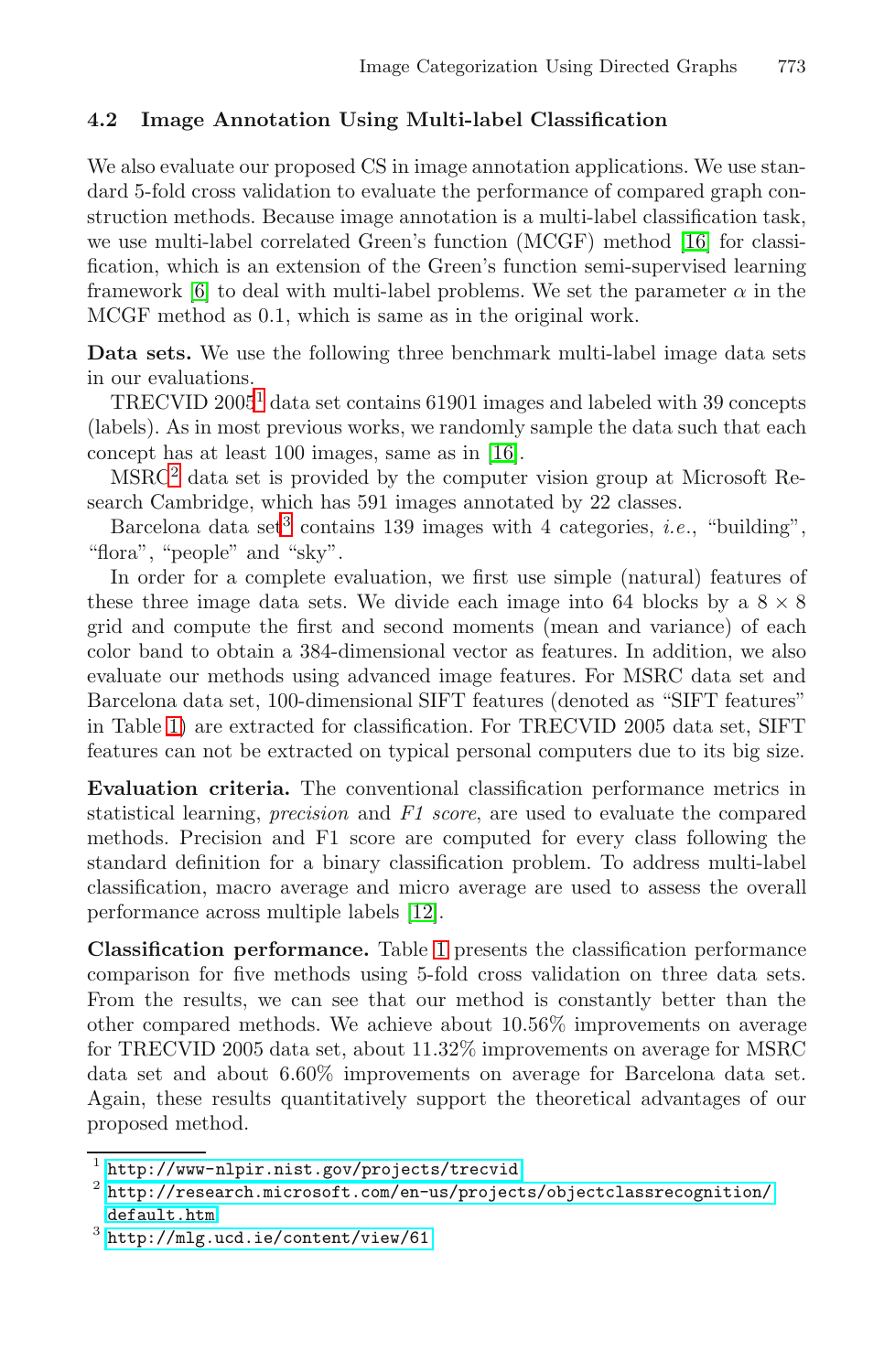### 4.2 Image Annotation Using Multi-label Classification

We also evaluate our proposed CS in image annotation applications. We use standard 5-fold cross validation to evaluate the performance of compared graph construction methods. Because image annotation is a multi-label classification task, we use multi-label correlated Green's function (MCGF) method [16] for classification, which is an extension of the Green's function semi-supervised learning framework [6] to deal with multi-label problems. We set the parameter $\alpha$ in the MCGF method as 0.1, which is same as in the original work.

**Data sets.** We use the following three benchmark multi-label image data sets in our evaluations.

TRECVID 2005[1] data set contains 61901 images and labeled with 39 concepts (labels). As in most previous works, we randomly sample the data such that each concept has at least 100 images, same as in [16].

MSRC[2] data set is provided by the computer vision group at Microsoft Research Cambridge, which has 591 images annotated by 22 classes.

Barcelona data set[3] contains 139 images with 4 categories, *i.e.*, "building", "flora", "people" and "sky".

In order for a complete evaluation, we first use simple (natural) features of these three image data sets. We divide each image into 64 blocks by a $8 \times 8$ grid and compute the first and second moments (mean and variance) of each color band to obtain a 384-dimensional vector as features. In addition, we also evaluate our methods using advanced image features. For MSRC data set and Barcelona data set, 100-dimensional SIFT features (denoted as "SIFT features" in Table 1) are extracted for classification. For TRECVID 2005 data set, SIFT features can not be extracted on typical personal computers due to its big size.

**Evaluation criteria.** The conventional classification performance metrics in statistical learning, *precision* and *F1 score*, are used to evaluate the compared methods. Precision and F1 score are computed for every class following the standard definition for a binary classification problem. To address multi-label classification, macro average and micro average are used to assess the overall performance across multiple labels [12].

**Classification performance.** Table 1 presents the classification performance comparison for five methods using 5-fold cross validation on three data sets. From the results, we can see that our method is constantly better than the other compared methods. We achieve about 10.56% improvements on average for TRECVID 2005 data set, about 11.32% improvements on average for MSRC data set and about 6.60% improvements on average for Barcelona data set. Again, these results quantitatively support the theoretical advantages of our proposed method.

---

[1] http://www-nlpir.nist.gov/projects/trecvid

[2] http://research.microsoft.com/en-us/projects/objectclassrecognition/default.htm

[3] http://mlg.ucd.ie/content/view/61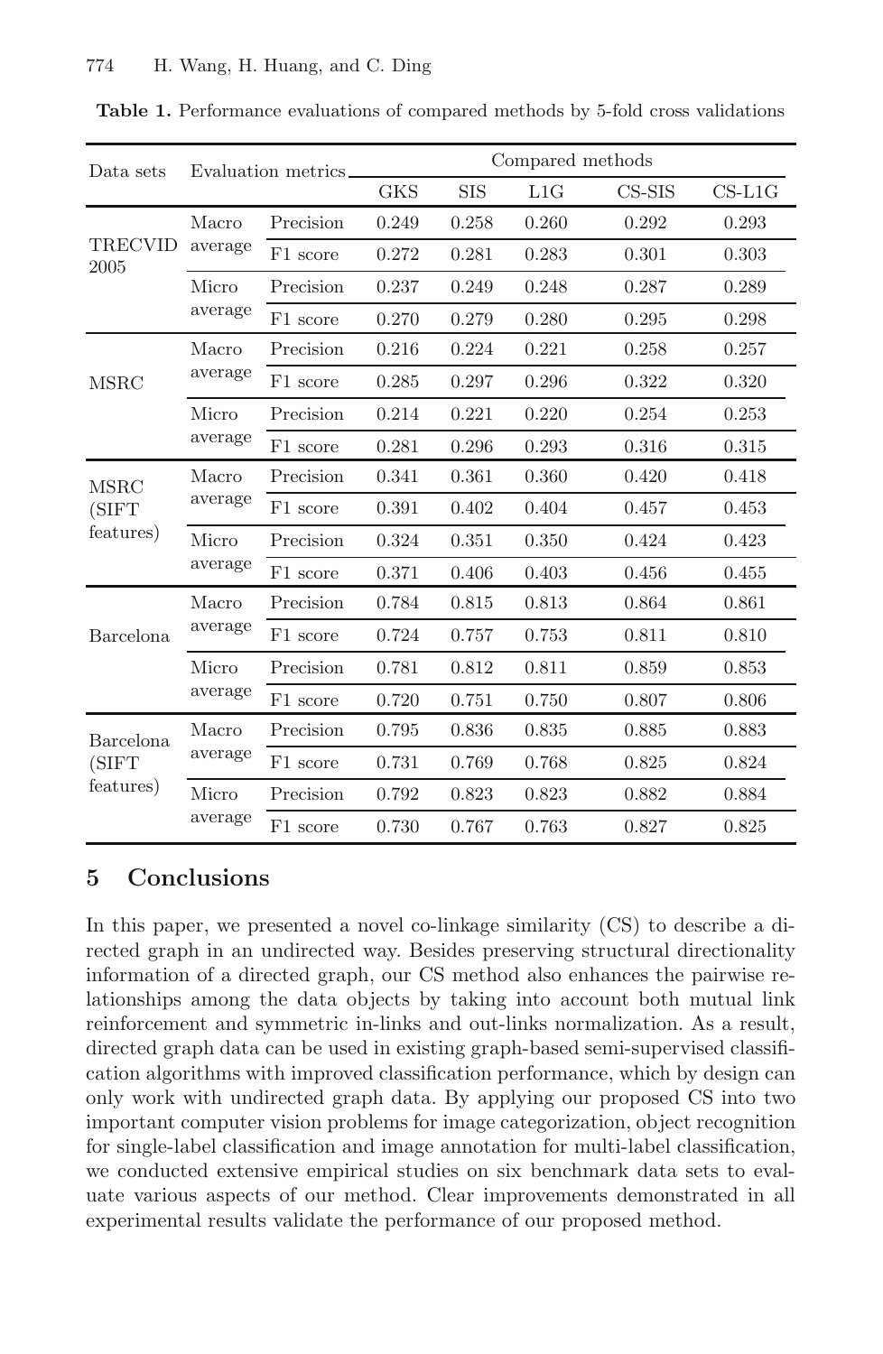**Table 1.** Performance evaluations of compared methods by 5-fold cross validations

| Data sets | Evaluation metrics | | Compared methods | | | | |
|---|---|---|---|---|---|---|---|
| | | | GKS | SIS | L1G | CS-SIS | CS-L1G |
| TRECVID 2005 | Macro average | Precision | 0.249 | 0.258 | 0.260 | 0.292 | 0.293 |
| | | F1 score | 0.272 | 0.281 | 0.283 | 0.301 | 0.303 |
| | Micro average | Precision | 0.237 | 0.249 | 0.248 | 0.287 | 0.289 |
| | | F1 score | 0.270 | 0.279 | 0.280 | 0.295 | 0.298 |
| MSRC | Macro average | Precision | 0.216 | 0.224 | 0.221 | 0.258 | 0.257 |
| | | F1 score | 0.285 | 0.297 | 0.296 | 0.322 | 0.320 |
| | Micro average | Precision | 0.214 | 0.221 | 0.220 | 0.254 | 0.253 |
| | | F1 score | 0.281 | 0.296 | 0.293 | 0.316 | 0.315 |
| MSRC (SIFT features) | Macro average | Precision | 0.341 | 0.361 | 0.360 | 0.420 | 0.418 |
| | | F1 score | 0.391 | 0.402 | 0.404 | 0.457 | 0.453 |
| | Micro average | Precision | 0.324 | 0.351 | 0.350 | 0.424 | 0.423 |
| | | F1 score | 0.371 | 0.406 | 0.403 | 0.456 | 0.455 |
| Barcelona | Macro average | Precision | 0.784 | 0.815 | 0.813 | 0.864 | 0.861 |
| | | F1 score | 0.724 | 0.757 | 0.753 | 0.811 | 0.810 |
| | Micro average | Precision | 0.781 | 0.812 | 0.811 | 0.859 | 0.853 |
| | | F1 score | 0.720 | 0.751 | 0.750 | 0.807 | 0.806 |
| Barcelona (SIFT features) | Macro average | Precision | 0.795 | 0.836 | 0.835 | 0.885 | 0.883 |
| | | F1 score | 0.731 | 0.769 | 0.768 | 0.825 | 0.824 |
| | Micro average | Precision | 0.792 | 0.823 | 0.823 | 0.882 | 0.884 |
| | | F1 score | 0.730 | 0.767 | 0.763 | 0.827 | 0.825 |

## 5 Conclusions

In this paper, we presented a novel co-linkage similarity (CS) to describe a directed graph in an undirected way. Besides preserving structural directionality information of a directed graph, our CS method also enhances the pairwise relationships among the data objects by taking into account both mutual link reinforcement and symmetric in-links and out-links normalization. As a result, directed graph data can be used in existing graph-based semi-supervised classification algorithms with improved classification performance, which by design can only work with undirected graph data. By applying our proposed CS into two important computer vision problems for image categorization, object recognition for single-label classification and image annotation for multi-label classification, we conducted extensive empirical studies on six benchmark data sets to evaluate various aspects of our method. Clear improvements demonstrated in all experimental results validate the performance of our proposed method.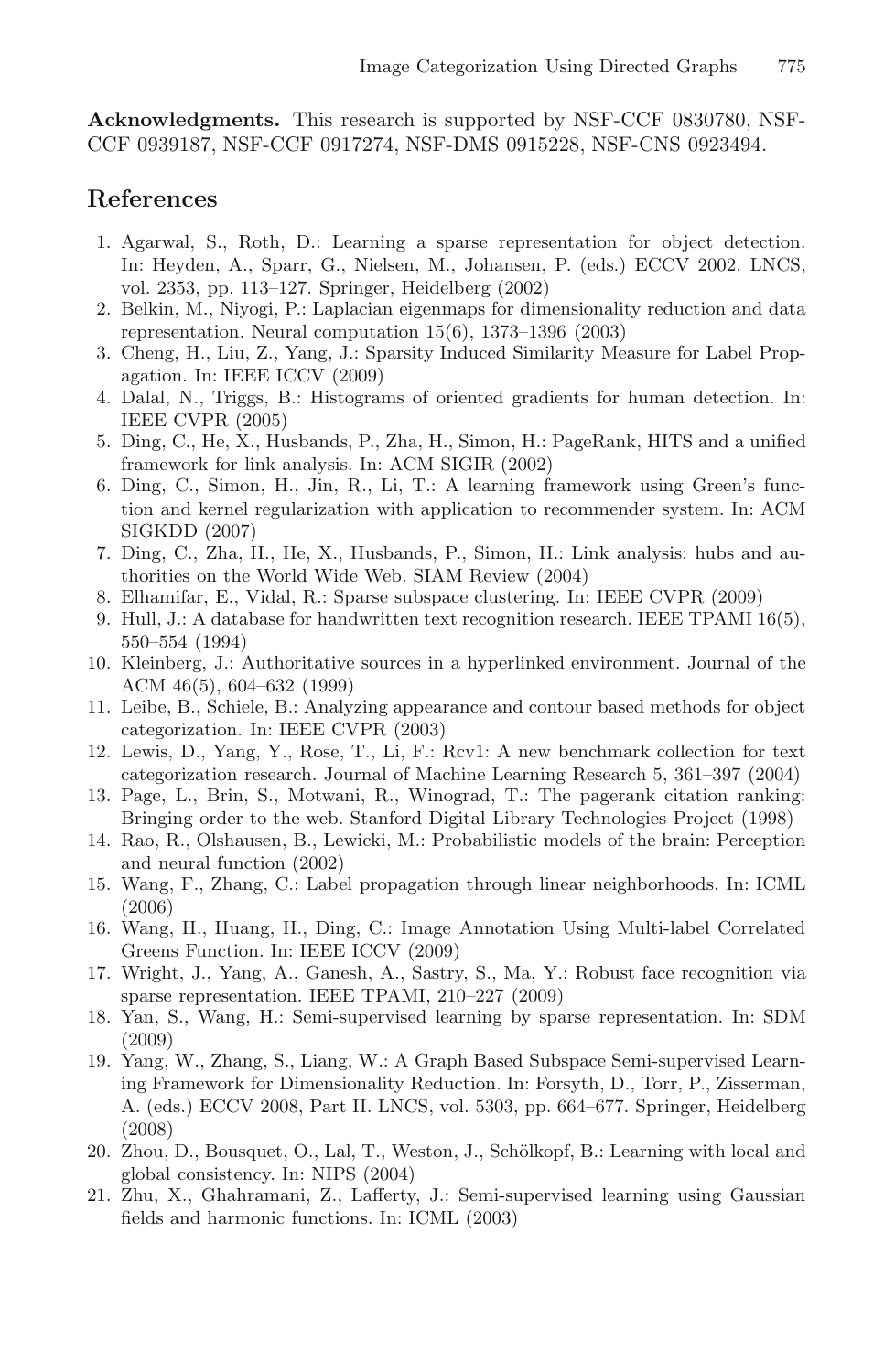**Acknowledgments.** This research is supported by NSF-CCF 0830780, NSF-CCF 0939187, NSF-CCF 0917274, NSF-DMS 0915228, NSF-CNS 0923494.

## References

1. Agarwal, S., Roth, D.: Learning a sparse representation for object detection. In: Heyden, A., Sparr, G., Nielsen, M., Johansen, P. (eds.) ECCV 2002. LNCS, vol. 2353, pp. 113–127. Springer, Heidelberg (2002)
2. Belkin, M., Niyogi, P.: Laplacian eigenmaps for dimensionality reduction and data representation. Neural computation 15(6), 1373–1396 (2003)
3. Cheng, H., Liu, Z., Yang, J.: Sparsity Induced Similarity Measure for Label Propagation. In: IEEE ICCV (2009)
4. Dalal, N., Triggs, B.: Histograms of oriented gradients for human detection. In: IEEE CVPR (2005)
5. Ding, C., He, X., Husbands, P., Zha, H., Simon, H.: PageRank, HITS and a unified framework for link analysis. In: ACM SIGIR (2002)
6. Ding, C., Simon, H., Jin, R., Li, T.: A learning framework using Green's function and kernel regularization with application to recommender system. In: ACM SIGKDD (2007)
7. Ding, C., Zha, H., He, X., Husbands, P., Simon, H.: Link analysis: hubs and authorities on the World Wide Web. SIAM Review (2004)
8. Elhamifar, E., Vidal, R.: Sparse subspace clustering. In: IEEE CVPR (2009)
9. Hull, J.: A database for handwritten text recognition research. IEEE TPAMI 16(5), 550–554 (1994)
10. Kleinberg, J.: Authoritative sources in a hyperlinked environment. Journal of the ACM 46(5), 604–632 (1999)
11. Leibe, B., Schiele, B.: Analyzing appearance and contour based methods for object categorization. In: IEEE CVPR (2003)
12. Lewis, D., Yang, Y., Rose, T., Li, F.: Rcv1: A new benchmark collection for text categorization research. Journal of Machine Learning Research 5, 361–397 (2004)
13. Page, L., Brin, S., Motwani, R., Winograd, T.: The pagerank citation ranking: Bringing order to the web. Stanford Digital Library Technologies Project (1998)
14. Rao, R., Olshausen, B., Lewicki, M.: Probabilistic models of the brain: Perception and neural function (2002)
15. Wang, F., Zhang, C.: Label propagation through linear neighborhoods. In: ICML (2006)
16. Wang, H., Huang, H., Ding, C.: Image Annotation Using Multi-label Correlated Greens Function. In: IEEE ICCV (2009)
17. Wright, J., Yang, A., Ganesh, A., Sastry, S., Ma, Y.: Robust face recognition via sparse representation. IEEE TPAMI, 210–227 (2009)
18. Yan, S., Wang, H.: Semi-supervised learning by sparse representation. In: SDM (2009)
19. Yang, W., Zhang, S., Liang, W.: A Graph Based Subspace Semi-supervised Learning Framework for Dimensionality Reduction. In: Forsyth, D., Torr, P., Zisserman, A. (eds.) ECCV 2008, Part II. LNCS, vol. 5303, pp. 664–677. Springer, Heidelberg (2008)
20. Zhou, D., Bousquet, O., Lal, T., Weston, J., Schölkopf, B.: Learning with local and global consistency. In: NIPS (2004)
21. Zhu, X., Ghahramani, Z., Lafferty, J.: Semi-supervised learning using Gaussian fields and harmonic functions. In: ICML (2003)